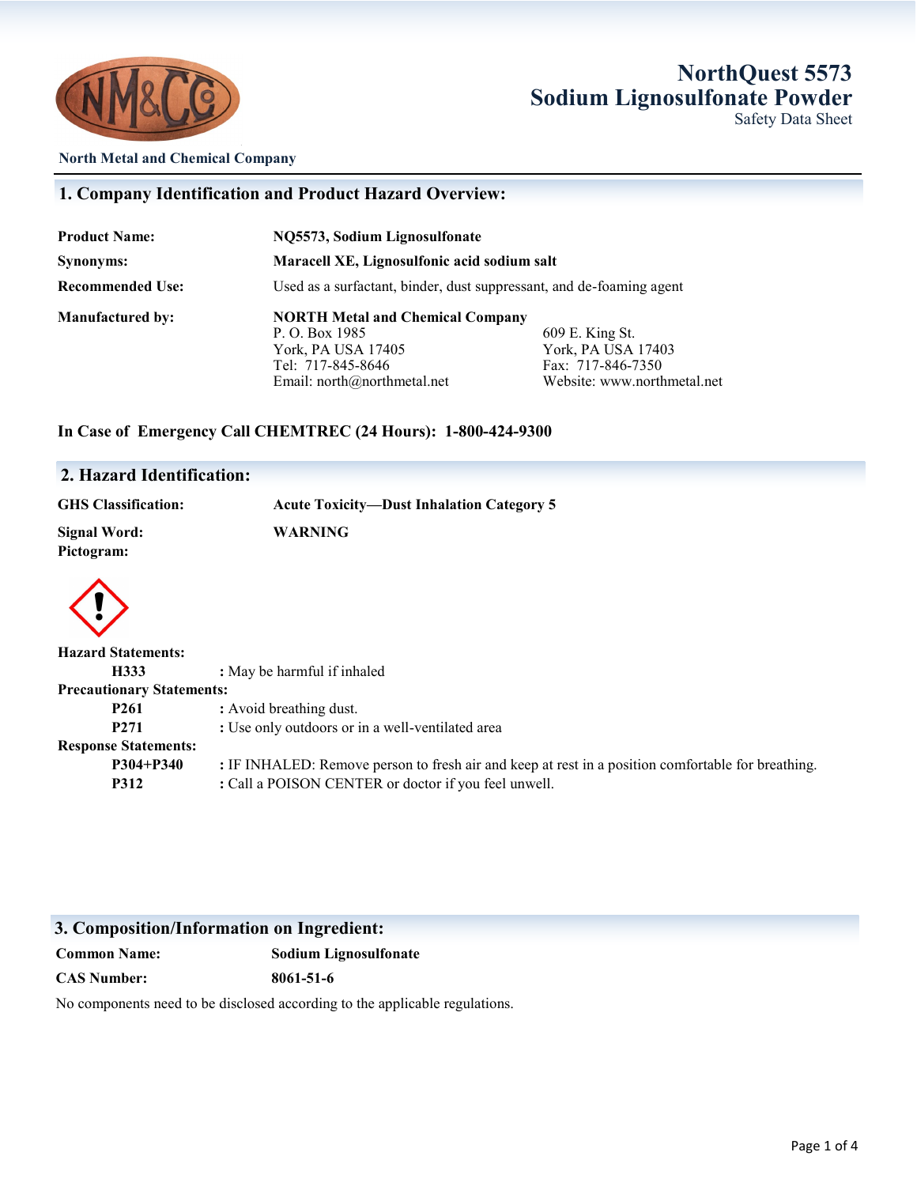# NorthQuest 5573
# Sodium Lignosulfonate Powder

Safety Data Sheet

**North Metal and Chemical Company**

## 1. Company Identification and Product Hazard Overview:

**Product Name:** **NQ5573, Sodium Lignosulfonate**

**Synonyms:** **Maracell XE, Lignosulfonic acid sodium salt**

**Recommended Use:** Used as a surfactant, binder, dust suppressant, and de-foaming agent

**Manufactured by:** **NORTH Metal and Chemical Company**

P. O. Box 1985
York, PA USA 17405
Tel: 717-845-8646
Email: north@northmetal.net

609 E. King St.
York, PA USA 17403
Fax: 717-846-7350
Website: www.northmetal.net

**In Case of Emergency Call CHEMTREC (24 Hours): 1-800-424-9300**

## 2. Hazard Identification:

**GHS Classification:** **Acute Toxicity—Dust Inhalation Category 5**

**Signal Word:** **WARNING**

**Pictogram:**

**Hazard Statements:**

- **H333** : May be harmful if inhaled

**Precautionary Statements:**

- **P261** : Avoid breathing dust.
- **P271** : Use only outdoors or in a well-ventilated area

**Response Statements:**

- **P304+P340** : IF INHALED: Remove person to fresh air and keep at rest in a position comfortable for breathing.
- **P312** : Call a POISON CENTER or doctor if you feel unwell.

## 3. Composition/Information on Ingredient:

**Common Name:** **Sodium Lignosulfonate**

**CAS Number:** **8061-51-6**

No components need to be disclosed according to the applicable regulations.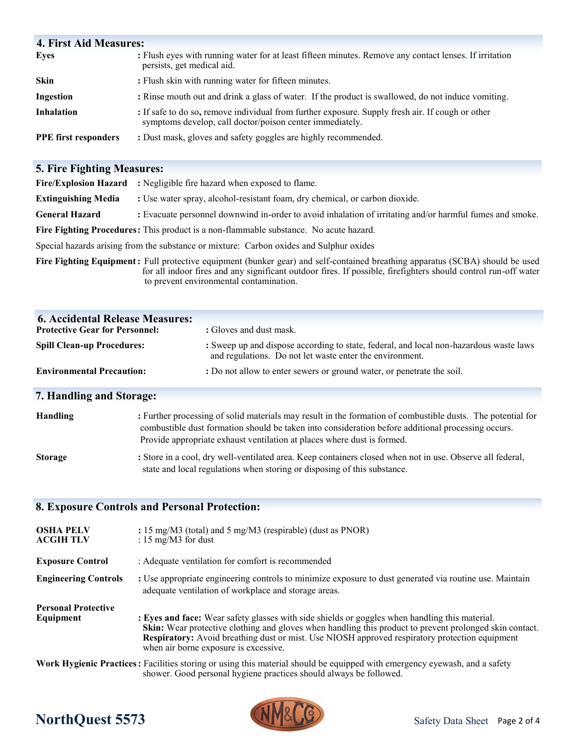## 4. First Aid Measures:

| | |
|---|---|
| **Eyes** | : Flush eyes with running water for at least fifteen minutes. Remove any contact lenses. If irritation persists, get medical aid. |
| **Skin** | : Flush skin with running water for fifteen minutes. |
| **Ingestion** | : Rinse mouth out and drink a glass of water. If the product is swallowed, do not induce vomiting. |
| **Inhalation** | : If safe to do so**,** remove individual from further exposure. Supply fresh air. If cough or other symptoms develop, call doctor/poison center immediately. |
| **PPE first responders** | : Dust mask, gloves and safety goggles are highly recommended. |

## 5. Fire Fighting Measures:

**Fire/Explosion Hazard** : Negligible fire hazard when exposed to flame.

**Extinguishing Media** : Use water spray, alcohol-resistant foam, dry chemical, or carbon dioxide.

**General Hazard** : Evacuate personnel downwind in-order to avoid inhalation of irritating and/or harmful fumes and smoke.

**Fire Fighting Procedures**: This product is a non-flammable substance. No acute hazard.

Special hazards arising from the substance or mixture: Carbon oxides and Sulphur oxides

**Fire Fighting Equipment**: Full protective equipment (bunker gear) and self-contained breathing apparatus (SCBA) should be used for all indoor fires and any significant outdoor fires. If possible, firefighters should control run-off water to prevent environmental contamination.

## 6. Accidental Release Measures:

| | |
|---|---|
| **Protective Gear for Personnel:** | : Gloves and dust mask. |
| **Spill Clean-up Procedures:** | : Sweep up and dispose according to state, federal, and local non-hazardous waste laws and regulations. Do not let waste enter the environment. |
| **Environmental Precaution:** | : Do not allow to enter sewers or ground water, or penetrate the soil. |

## 7. Handling and Storage:

**Handling** : Further processing of solid materials may result in the formation of combustible dusts. The potential for combustible dust formation should be taken into consideration before additional processing occurs. Provide appropriate exhaust ventilation at places where dust is formed.

**Storage** : Store in a cool, dry well-ventilated area. Keep containers closed when not in use. Observe all federal, state and local regulations when storing or disposing of this substance.

## 8. Exposure Controls and Personal Protection:

**OSHA PELV** : 15 mg/M3 (total) and 5 mg/M3 (respirable) (dust as PNOR)
**ACGIH TLV** : 15 mg/M3 for dust

**Exposure Control** : Adequate ventilation for comfort is recommended

**Engineering Controls** : Use appropriate engineering controls to minimize exposure to dust generated via routine use. Maintain adequate ventilation of workplace and storage areas.

**Personal Protective Equipment** : **Eyes and face:** Wear safety glasses with side shields or goggles when handling this material.
**Skin:** Wear protective clothing and gloves when handling this product to prevent prolonged skin contact.
**Respiratory:** Avoid breathing dust or mist. Use NIOSH approved respiratory protection equipment when air borne exposure is excessive.

**Work Hygienic Practices**: Facilities storing or using this material should be equipped with emergency eyewash, and a safety shower. Good personal hygiene practices should always be followed.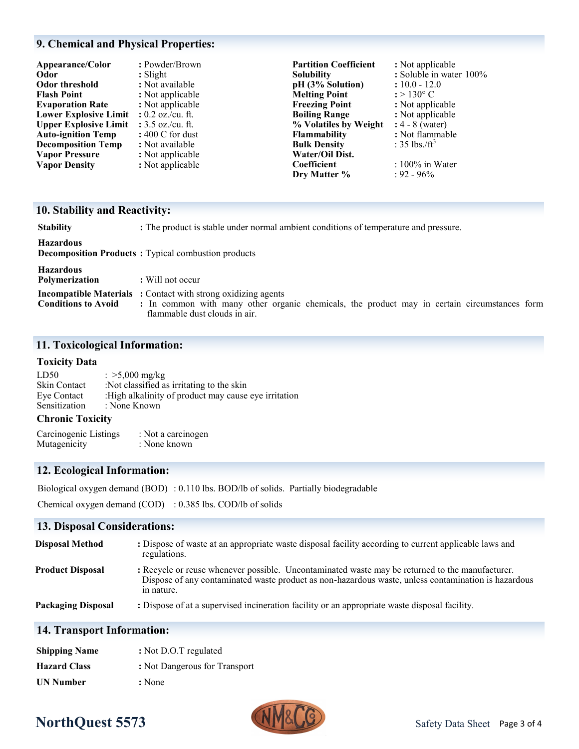## 9. Chemical and Physical Properties:

| Property | Value | Property | Value |
|---|---|---|---|
| **Appearance/Color** | : Powder/Brown | **Partition Coefficient** | : Not applicable |
| **Odor** | : Slight | **Solubility** | : Soluble in water 100% |
| **Odor threshold** | : Not available | **pH (3% Solution)** | : 10.0 - 12.0 |
| **Flash Point** | : Not applicable | **Melting Point** | : > 130° C |
| **Evaporation Rate** | : Not applicable | **Freezing Point** | : Not applicable |
| **Lower Explosive Limit** | : 0.2 oz./cu. ft. | **Boiling Range** | : Not applicable |
| **Upper Explosive Limit** | : 3.5 oz./cu. ft. | **% Volatiles by Weight** | : 4 - 8 (water) |
| **Auto-ignition Temp** | : 400 C for dust | **Flammability** | : Not flammable |
| **Decomposition Temp** | : Not available | **Bulk Density** | : 35 lbs./$ft^3$ |
| **Vapor Pressure** | : Not applicable | **Water/Oil Dist. Coefficient** | : 100% in Water |
| **Vapor Density** | : Not applicable | **Dry Matter %** | : 92 - 96% |

## 10. Stability and Reactivity:

**Stability** : The product is stable under normal ambient conditions of temperature and pressure.

**Hazardous Decomposition Products** : Typical combustion products

**Hazardous Polymerization** : Will not occur

**Incompatible Materials** : Contact with strong oxidizing agents

**Conditions to Avoid** : In common with many other organic chemicals, the product may in certain circumstances form flammable dust clouds in air.

## 11. Toxicological Information:

### Toxicity Data

LD50 : >5,000 mg/kg
Skin Contact :Not classified as irritating to the skin
Eye Contact :High alkalinity of product may cause eye irritation
Sensitization : None Known

### Chronic Toxicity

Carcinogenic Listings : Not a carcinogen
Mutagenicity : None known

## 12. Ecological Information:

Biological oxygen demand (BOD) : 0.110 lbs. BOD/lb of solids. Partially biodegradable

Chemical oxygen demand (COD) : 0.385 lbs. COD/lb of solids

## 13. Disposal Considerations:

**Disposal Method** : Dispose of waste at an appropriate waste disposal facility according to current applicable laws and regulations.

**Product Disposal** : Recycle or reuse whenever possible. Uncontaminated waste may be returned to the manufacturer. Dispose of any contaminated waste product as non-hazardous waste, unless contamination is hazardous in nature.

**Packaging Disposal** : Dispose of at a supervised incineration facility or an appropriate waste disposal facility.

## 14. Transport Information:

**Shipping Name** : Not D.O.T regulated

**Hazard Class** : Not Dangerous for Transport

**UN Number** : None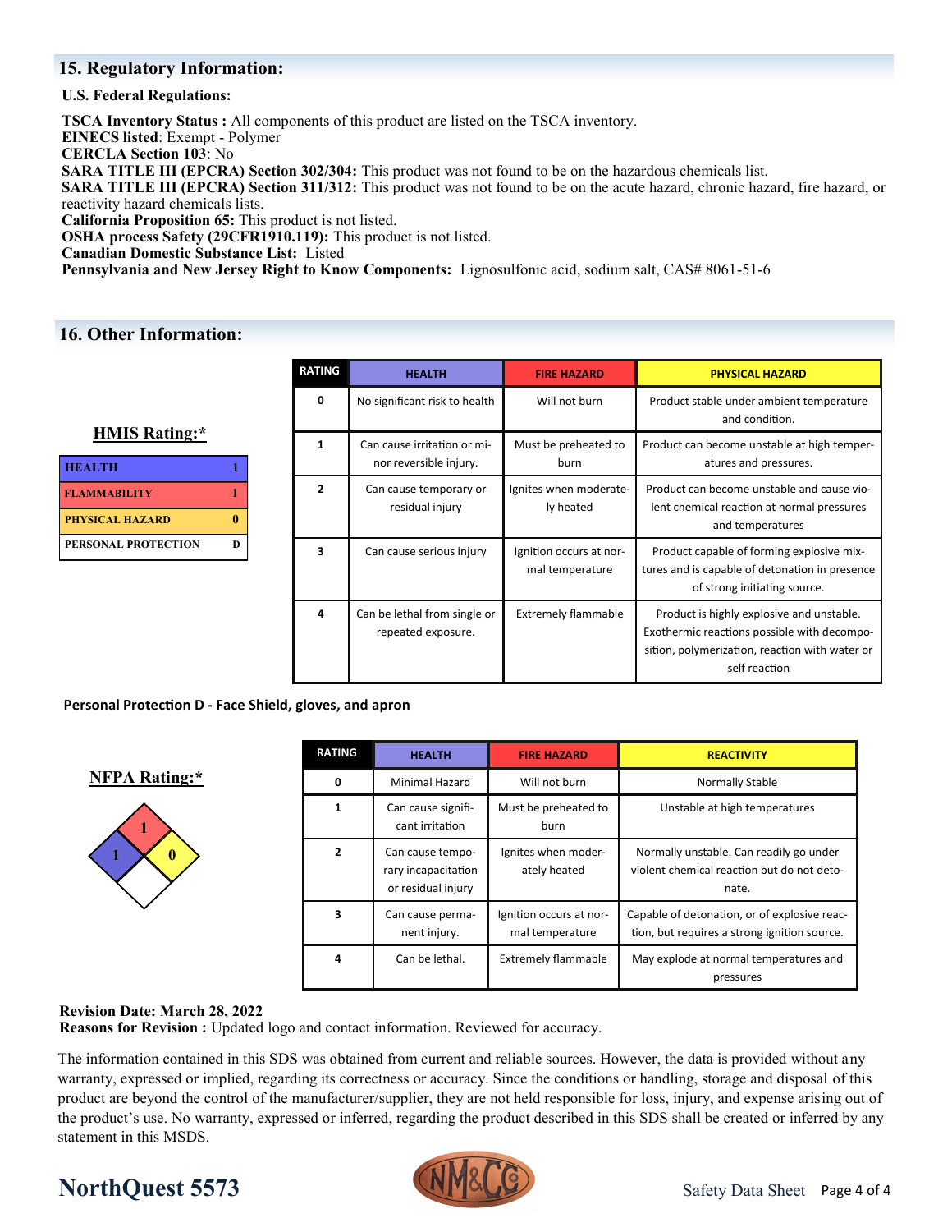## 15. Regulatory Information:

**U.S. Federal Regulations:**

**TSCA Inventory Status :** All components of this product are listed on the TSCA inventory.
**EINECS listed**: Exempt - Polymer
**CERCLA Section 103**: No
**SARA TITLE III (EPCRA) Section 302/304:** This product was not found to be on the hazardous chemicals list.
**SARA TITLE III (EPCRA) Section 311/312:** This product was not found to be on the acute hazard, chronic hazard, fire hazard, or reactivity hazard chemicals lists.
**California Proposition 65:** This product is not listed.
**OSHA process Safety (29CFR1910.119):** This product is not listed.
**Canadian Domestic Substance List:** Listed
**Pennsylvania and New Jersey Right to Know Components:** Lignosulfonic acid, sodium salt, CAS# 8061-51-6

## 16. Other Information:

**HMIS Rating:***

| | |
|---|---|
| HEALTH | 1 |
| FLAMMABILITY | 1 |
| PHYSICAL HAZARD | 0 |
| PERSONAL PROTECTION | D |

| RATING | HEALTH | FIRE HAZARD | PHYSICAL HAZARD |
|---|---|---|---|
| 0 | No significant risk to health | Will not burn | Product stable under ambient temperature and condition. |
| 1 | Can cause irritation or minor reversible injury. | Must be preheated to burn | Product can become unstable at high temperatures and pressures. |
| 2 | Can cause temporary or residual injury | Ignites when moderately heated | Product can become unstable and cause violent chemical reaction at normal pressures and temperatures |
| 3 | Can cause serious injury | Ignition occurs at normal temperature | Product capable of forming explosive mixtures and is capable of detonation in presence of strong initiating source. |
| 4 | Can be lethal from single or repeated exposure. | Extremely flammable | Product is highly explosive and unstable. Exothermic reactions possible with decomposition, polymerization, reaction with water or self reaction |

**Personal Protection D - Face Shield, gloves, and apron**

**NFPA Rating:***

Health: 1
Fire: 1
Reactivity: 0

| RATING | HEALTH | FIRE HAZARD | REACTIVITY |
|---|---|---|---|
| 0 | Minimal Hazard | Will not burn | Normally Stable |
| 1 | Can cause significant irritation | Must be preheated to burn | Unstable at high temperatures |
| 2 | Can cause temporary incapacitation or residual injury | Ignites when moderately heated | Normally unstable. Can readily go under violent chemical reaction but do not detonate. |
| 3 | Can cause permanent injury. | Ignition occurs at normal temperature | Capable of detonation, or of explosive reaction, but requires a strong ignition source. |
| 4 | Can be lethal. | Extremely flammable | May explode at normal temperatures and pressures |

**Revision Date: March 28, 2022**
**Reasons for Revision :** Updated logo and contact information. Reviewed for accuracy.

The information contained in this SDS was obtained from current and reliable sources. However, the data is provided without any warranty, expressed or implied, regarding its correctness or accuracy. Since the conditions or handling, storage and disposal of this product are beyond the control of the manufacturer/supplier, they are not held responsible for loss, injury, and expense arising out of the product's use. No warranty, expressed or inferred, regarding the product described in this SDS shall be created or inferred by any statement in this MSDS.